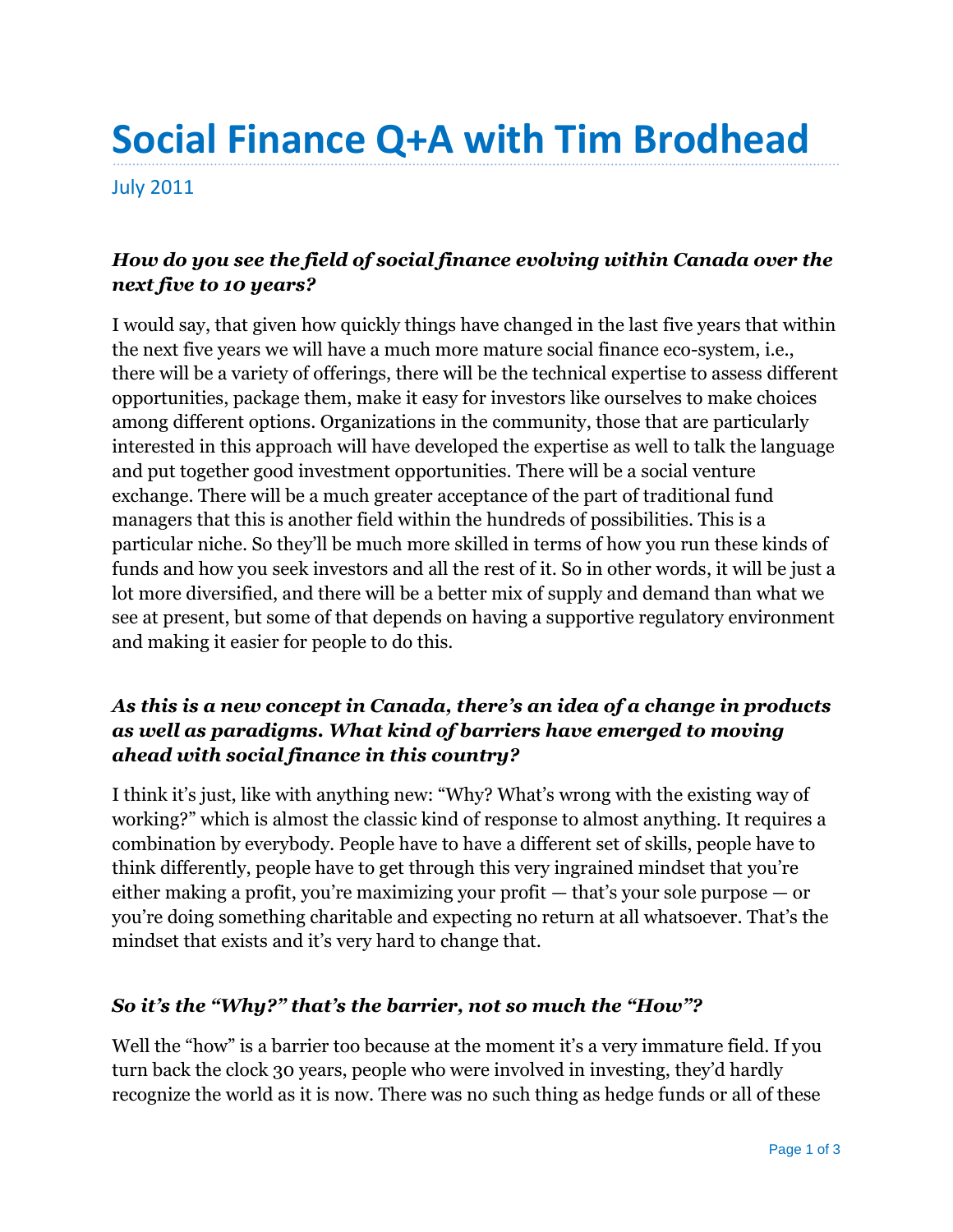# Social Finance Q+A with Tim Brodhead

July 2011

***How do you see the field of social finance evolving within Canada over the next five to 10 years?***

I would say, that given how quickly things have changed in the last five years that within the next five years we will have a much more mature social finance eco-system, i.e., there will be a variety of offerings, there will be the technical expertise to assess different opportunities, package them, make it easy for investors like ourselves to make choices among different options. Organizations in the community, those that are particularly interested in this approach will have developed the expertise as well to talk the language and put together good investment opportunities. There will be a social venture exchange. There will be a much greater acceptance of the part of traditional fund managers that this is another field within the hundreds of possibilities. This is a particular niche. So they'll be much more skilled in terms of how you run these kinds of funds and how you seek investors and all the rest of it. So in other words, it will be just a lot more diversified, and there will be a better mix of supply and demand than what we see at present, but some of that depends on having a supportive regulatory environment and making it easier for people to do this.

***As this is a new concept in Canada, there's an idea of a change in products as well as paradigms. What kind of barriers have emerged to moving ahead with social finance in this country?***

I think it's just, like with anything new: "Why? What's wrong with the existing way of working?" which is almost the classic kind of response to almost anything. It requires a combination by everybody. People have to have a different set of skills, people have to think differently, people have to get through this very ingrained mindset that you're either making a profit, you're maximizing your profit — that's your sole purpose — or you're doing something charitable and expecting no return at all whatsoever. That's the mindset that exists and it's very hard to change that.

***So it's the "Why?" that's the barrier, not so much the "How"?***

Well the "how" is a barrier too because at the moment it's a very immature field. If you turn back the clock 30 years, people who were involved in investing, they'd hardly recognize the world as it is now. There was no such thing as hedge funds or all of these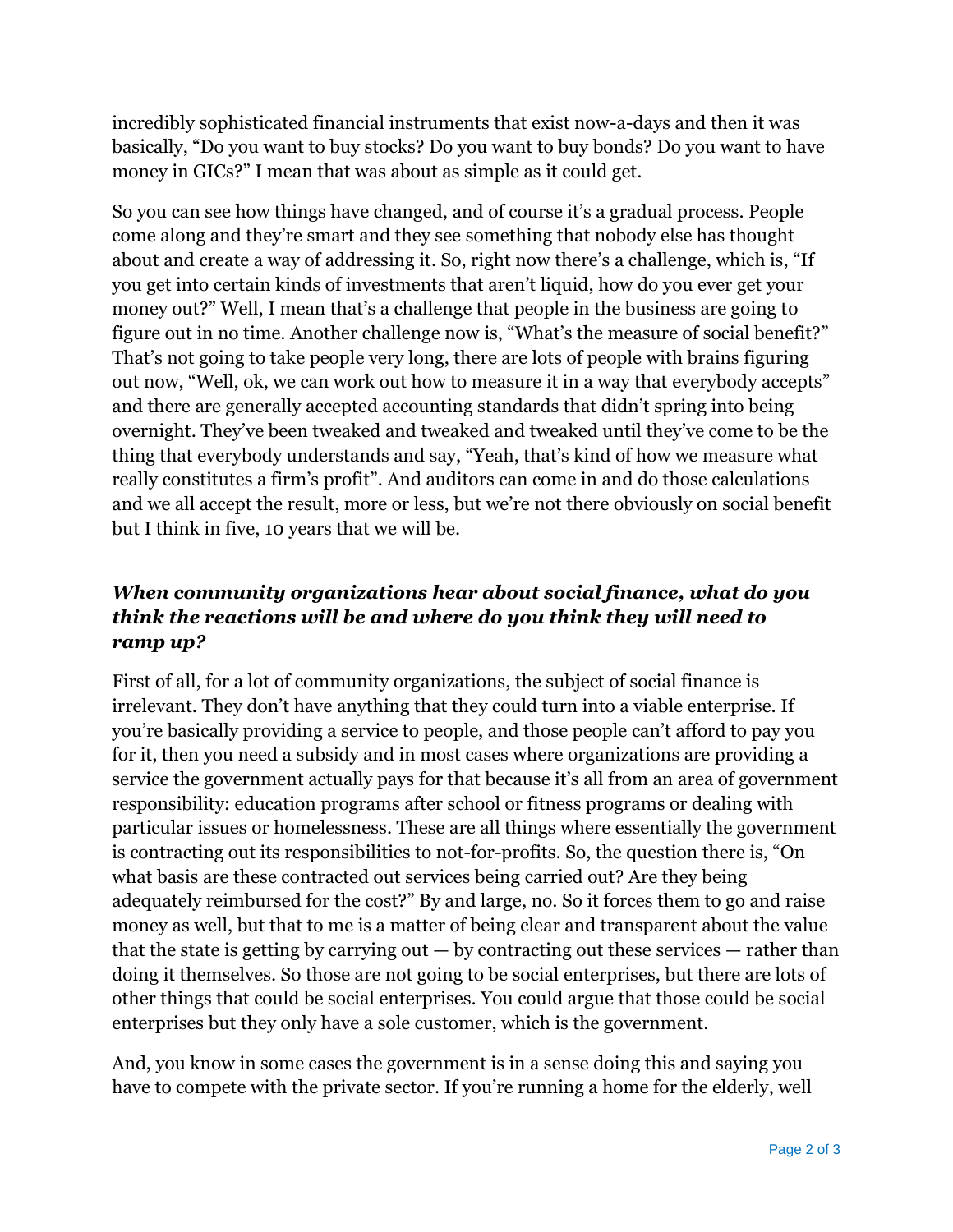incredibly sophisticated financial instruments that exist now-a-days and then it was basically, "Do you want to buy stocks? Do you want to buy bonds? Do you want to have money in GICs?" I mean that was about as simple as it could get.

So you can see how things have changed, and of course it's a gradual process. People come along and they're smart and they see something that nobody else has thought about and create a way of addressing it. So, right now there's a challenge, which is, "If you get into certain kinds of investments that aren't liquid, how do you ever get your money out?" Well, I mean that's a challenge that people in the business are going to figure out in no time. Another challenge now is, "What's the measure of social benefit?" That's not going to take people very long, there are lots of people with brains figuring out now, "Well, ok, we can work out how to measure it in a way that everybody accepts" and there are generally accepted accounting standards that didn't spring into being overnight. They've been tweaked and tweaked and tweaked until they've come to be the thing that everybody understands and say, "Yeah, that's kind of how we measure what really constitutes a firm's profit". And auditors can come in and do those calculations and we all accept the result, more or less, but we're not there obviously on social benefit but I think in five, 10 years that we will be.

### *When community organizations hear about social finance, what do you think the reactions will be and where do you think they will need to ramp up?*

First of all, for a lot of community organizations, the subject of social finance is irrelevant. They don't have anything that they could turn into a viable enterprise. If you're basically providing a service to people, and those people can't afford to pay you for it, then you need a subsidy and in most cases where organizations are providing a service the government actually pays for that because it's all from an area of government responsibility: education programs after school or fitness programs or dealing with particular issues or homelessness. These are all things where essentially the government is contracting out its responsibilities to not-for-profits. So, the question there is, "On what basis are these contracted out services being carried out? Are they being adequately reimbursed for the cost?" By and large, no. So it forces them to go and raise money as well, but that to me is a matter of being clear and transparent about the value that the state is getting by carrying out — by contracting out these services — rather than doing it themselves. So those are not going to be social enterprises, but there are lots of other things that could be social enterprises. You could argue that those could be social enterprises but they only have a sole customer, which is the government.

And, you know in some cases the government is in a sense doing this and saying you have to compete with the private sector. If you're running a home for the elderly, well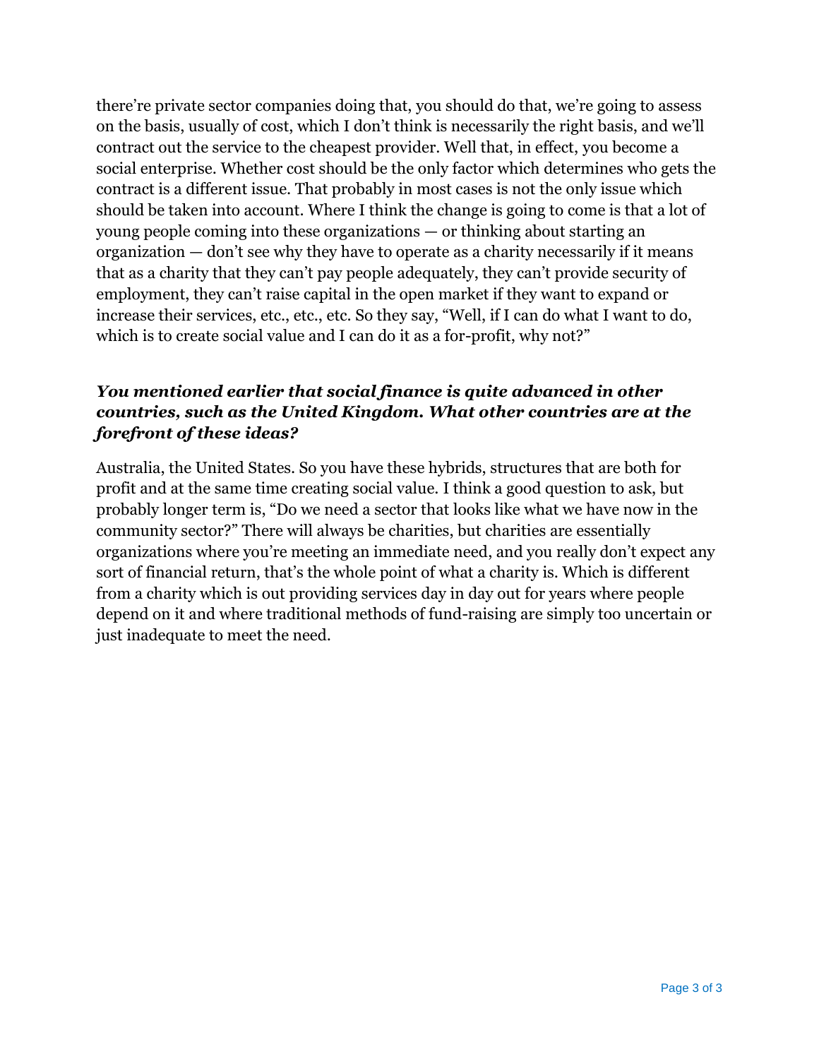there're private sector companies doing that, you should do that, we're going to assess on the basis, usually of cost, which I don't think is necessarily the right basis, and we'll contract out the service to the cheapest provider. Well that, in effect, you become a social enterprise. Whether cost should be the only factor which determines who gets the contract is a different issue. That probably in most cases is not the only issue which should be taken into account. Where I think the change is going to come is that a lot of young people coming into these organizations — or thinking about starting an organization — don't see why they have to operate as a charity necessarily if it means that as a charity that they can't pay people adequately, they can't provide security of employment, they can't raise capital in the open market if they want to expand or increase their services, etc., etc., etc. So they say, "Well, if I can do what I want to do, which is to create social value and I can do it as a for-profit, why not?"

***You mentioned earlier that social finance is quite advanced in other countries, such as the United Kingdom. What other countries are at the forefront of these ideas?***

Australia, the United States. So you have these hybrids, structures that are both for profit and at the same time creating social value. I think a good question to ask, but probably longer term is, "Do we need a sector that looks like what we have now in the community sector?" There will always be charities, but charities are essentially organizations where you're meeting an immediate need, and you really don't expect any sort of financial return, that's the whole point of what a charity is. Which is different from a charity which is out providing services day in day out for years where people depend on it and where traditional methods of fund-raising are simply too uncertain or just inadequate to meet the need.